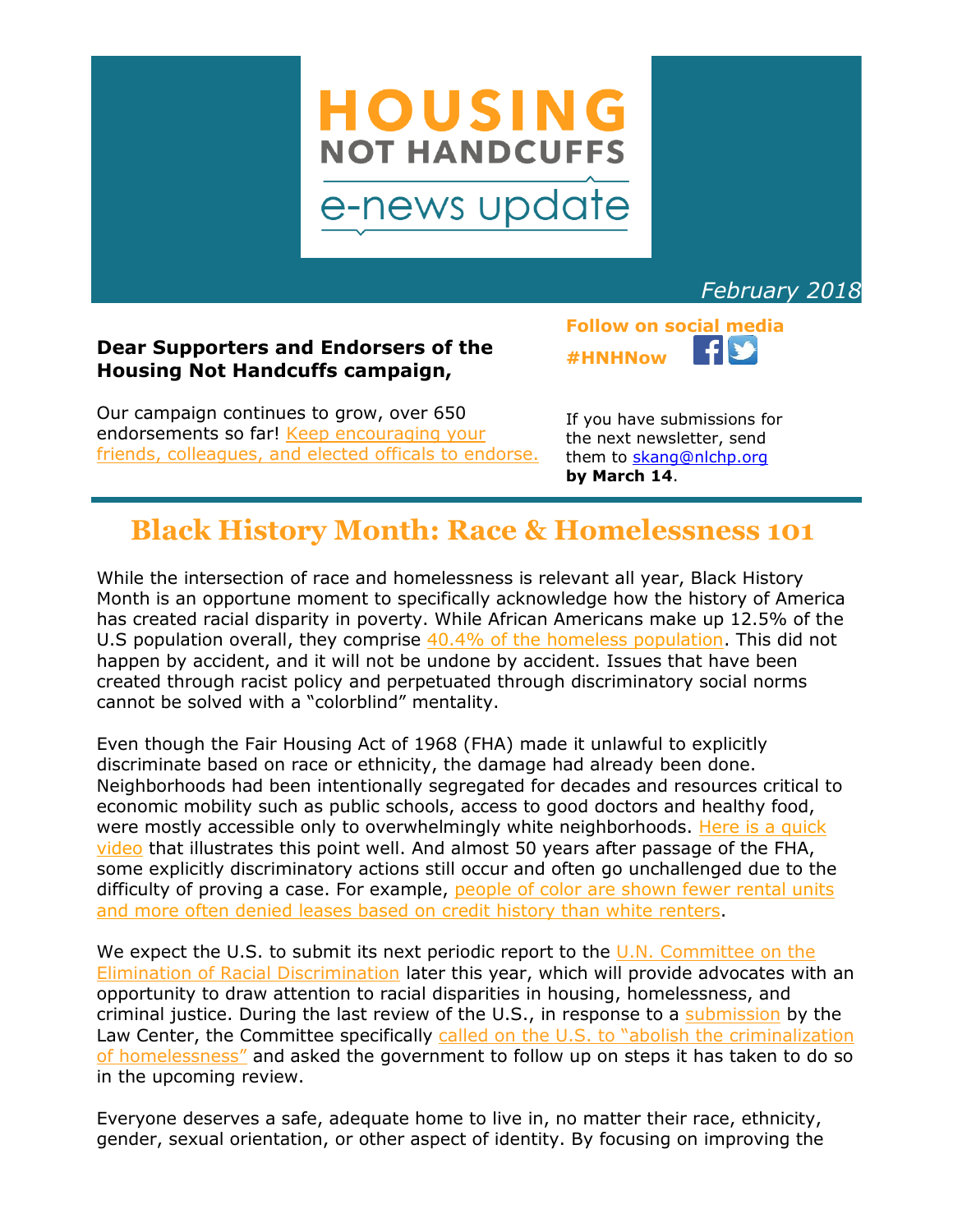# HOUSING NOT HANDCUFFS e-news update

*February 2018*

**Dear Supporters and Endorsers of the Housing Not Handcuffs campaign,**

Our campaign continues to grow, over 650 endorsements so far! Keep encouraging your friends, colleagues, and elected officals to endorse.

**Follow on social media**

**#HNHNow**

If you have submissions for the next newsletter, send them to skang@nlchp.org **by March 14**.

## Black History Month: Race & Homelessness 101

While the intersection of race and homelessness is relevant all year, Black History Month is an opportune moment to specifically acknowledge how the history of America has created racial disparity in poverty. While African Americans make up 12.5% of the U.S population overall, they comprise 40.4% of the homeless population. This did not happen by accident, and it will not be undone by accident. Issues that have been created through racist policy and perpetuated through discriminatory social norms cannot be solved with a "colorblind" mentality.

Even though the Fair Housing Act of 1968 (FHA) made it unlawful to explicitly discriminate based on race or ethnicity, the damage had already been done. Neighborhoods had been intentionally segregated for decades and resources critical to economic mobility such as public schools, access to good doctors and healthy food, were mostly accessible only to overwhelmingly white neighborhoods. Here is a quick video that illustrates this point well. And almost 50 years after passage of the FHA, some explicitly discriminatory actions still occur and often go unchallenged due to the difficulty of proving a case. For example, people of color are shown fewer rental units and more often denied leases based on credit history than white renters.

We expect the U.S. to submit its next periodic report to the U.N. Committee on the Elimination of Racial Discrimination later this year, which will provide advocates with an opportunity to draw attention to racial disparities in housing, homelessness, and criminal justice. During the last review of the U.S., in response to a submission by the Law Center, the Committee specifically called on the U.S. to "abolish the criminalization of homelessness" and asked the government to follow up on steps it has taken to do so in the upcoming review.

Everyone deserves a safe, adequate home to live in, no matter their race, ethnicity, gender, sexual orientation, or other aspect of identity. By focusing on improving the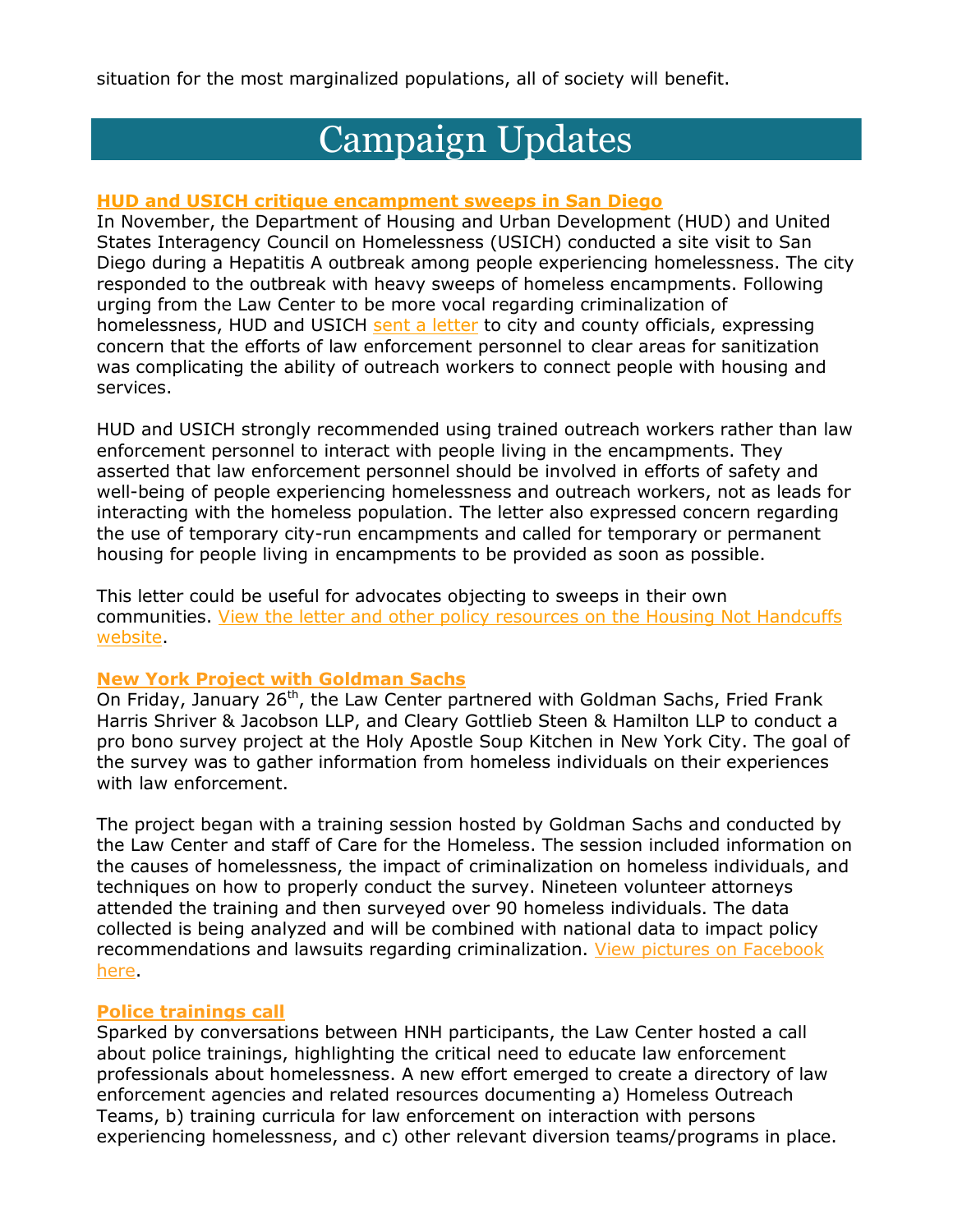situation for the most marginalized populations, all of society will benefit.

# Campaign Updates

### HUD and USICH critique encampment sweeps in San Diego

In November, the Department of Housing and Urban Development (HUD) and United States Interagency Council on Homelessness (USICH) conducted a site visit to San Diego during a Hepatitis A outbreak among people experiencing homelessness. The city responded to the outbreak with heavy sweeps of homeless encampments. Following urging from the Law Center to be more vocal regarding criminalization of homelessness, HUD and USICH sent a letter to city and county officials, expressing concern that the efforts of law enforcement personnel to clear areas for sanitization was complicating the ability of outreach workers to connect people with housing and services.

HUD and USICH strongly recommended using trained outreach workers rather than law enforcement personnel to interact with people living in the encampments. They asserted that law enforcement personnel should be involved in efforts of safety and well-being of people experiencing homelessness and outreach workers, not as leads for interacting with the homeless population. The letter also expressed concern regarding the use of temporary city-run encampments and called for temporary or permanent housing for people living in encampments to be provided as soon as possible.

This letter could be useful for advocates objecting to sweeps in their own communities. View the letter and other policy resources on the Housing Not Handcuffs website.

### New York Project with Goldman Sachs

On Friday, January 26th, the Law Center partnered with Goldman Sachs, Fried Frank Harris Shriver & Jacobson LLP, and Cleary Gottlieb Steen & Hamilton LLP to conduct a pro bono survey project at the Holy Apostle Soup Kitchen in New York City. The goal of the survey was to gather information from homeless individuals on their experiences with law enforcement.

The project began with a training session hosted by Goldman Sachs and conducted by the Law Center and staff of Care for the Homeless. The session included information on the causes of homelessness, the impact of criminalization on homeless individuals, and techniques on how to properly conduct the survey. Nineteen volunteer attorneys attended the training and then surveyed over 90 homeless individuals. The data collected is being analyzed and will be combined with national data to impact policy recommendations and lawsuits regarding criminalization. View pictures on Facebook here.

### Police trainings call

Sparked by conversations between HNH participants, the Law Center hosted a call about police trainings, highlighting the critical need to educate law enforcement professionals about homelessness. A new effort emerged to create a directory of law enforcement agencies and related resources documenting a) Homeless Outreach Teams, b) training curricula for law enforcement on interaction with persons experiencing homelessness, and c) other relevant diversion teams/programs in place.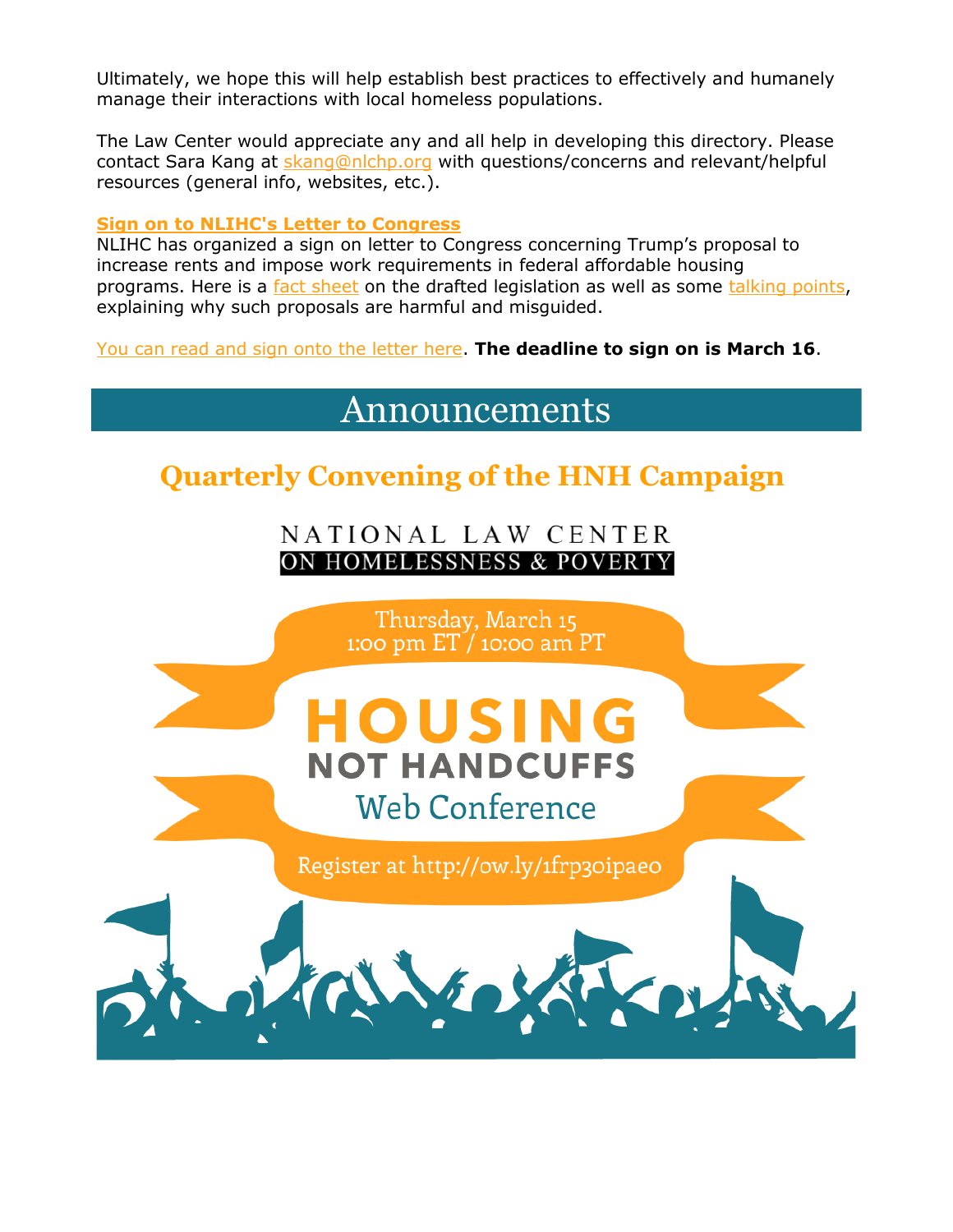Ultimately, we hope this will help establish best practices to effectively and humanely manage their interactions with local homeless populations.

The Law Center would appreciate any and all help in developing this directory. Please contact Sara Kang at skang@nlchp.org with questions/concerns and relevant/helpful resources (general info, websites, etc.).

**Sign on to NLIHC's Letter to Congress**

NLIHC has organized a sign on letter to Congress concerning Trump's proposal to increase rents and impose work requirements in federal affordable housing programs. Here is a fact sheet on the drafted legislation as well as some talking points, explaining why such proposals are harmful and misguided.

You can read and sign onto the letter here. **The deadline to sign on is March 16**.

# Announcements

## Quarterly Convening of the HNH Campaign

NATIONAL LAW CENTER ON HOMELESSNESS & POVERTY

Thursday, March 15
1:00 pm ET / 10:00 am PT

HOUSING NOT HANDCUFFS
Web Conference

Register at http://ow.ly/1frp30ipae0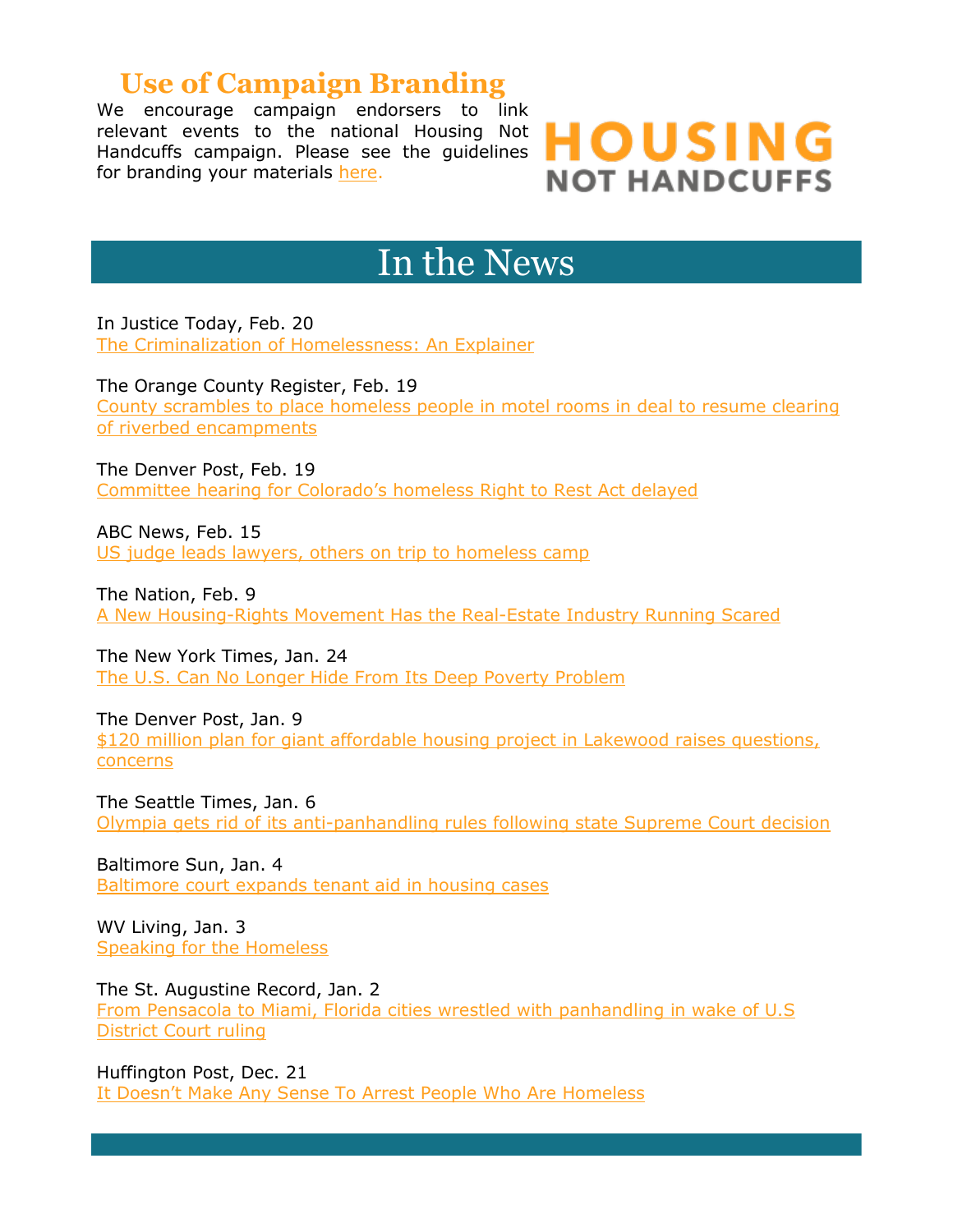## Use of Campaign Branding

We encourage campaign endorsers to link relevant events to the national Housing Not Handcuffs campaign. Please see the guidelines for branding your materials here.

HOUSING NOT HANDCUFFS

# In the News

In Justice Today, Feb. 20
The Criminalization of Homelessness: An Explainer

The Orange County Register, Feb. 19
County scrambles to place homeless people in motel rooms in deal to resume clearing of riverbed encampments

The Denver Post, Feb. 19
Committee hearing for Colorado's homeless Right to Rest Act delayed

ABC News, Feb. 15
US judge leads lawyers, others on trip to homeless camp

The Nation, Feb. 9
A New Housing-Rights Movement Has the Real-Estate Industry Running Scared

The New York Times, Jan. 24
The U.S. Can No Longer Hide From Its Deep Poverty Problem

The Denver Post, Jan. 9
$120 million plan for giant affordable housing project in Lakewood raises questions, concerns

The Seattle Times, Jan. 6
Olympia gets rid of its anti-panhandling rules following state Supreme Court decision

Baltimore Sun, Jan. 4
Baltimore court expands tenant aid in housing cases

WV Living, Jan. 3
Speaking for the Homeless

The St. Augustine Record, Jan. 2
From Pensacola to Miami, Florida cities wrestled with panhandling in wake of U.S District Court ruling

Huffington Post, Dec. 21
It Doesn't Make Any Sense To Arrest People Who Are Homeless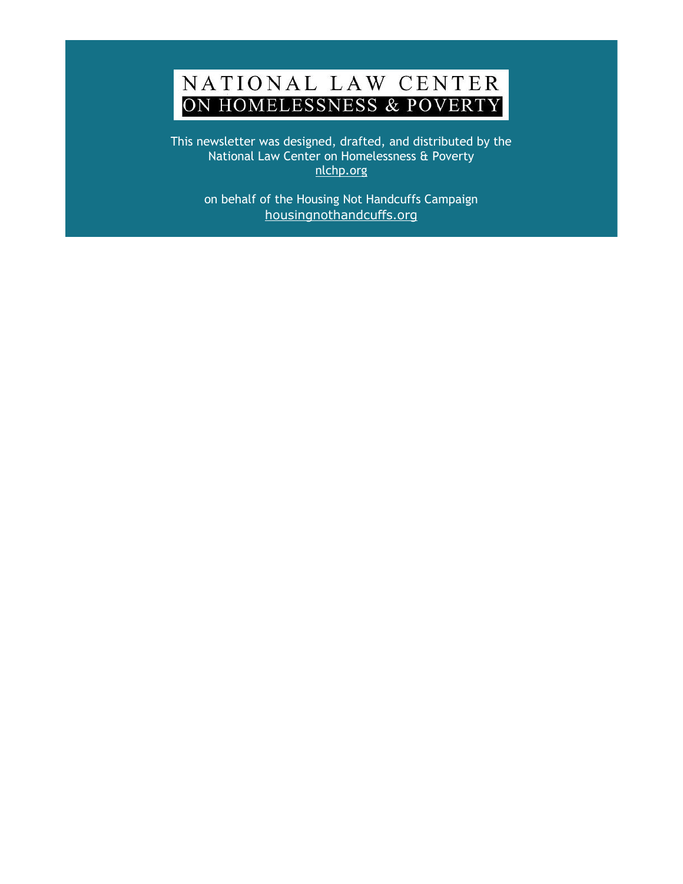NATIONAL LAW CENTER
ON HOMELESSNESS & POVERTY

This newsletter was designed, drafted, and distributed by the
National Law Center on Homelessness & Poverty
nlchp.org

on behalf of the Housing Not Handcuffs Campaign
housingnothandcuffs.org